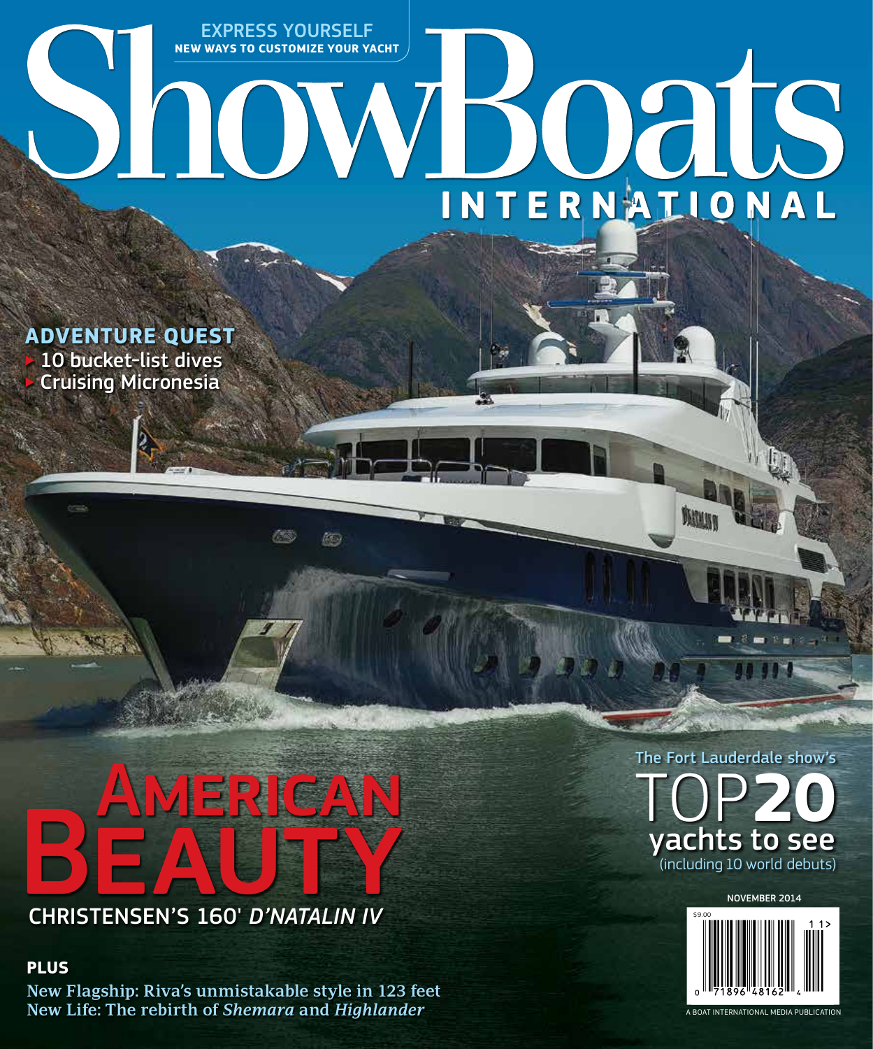EXPRESS YOURSELF

NEW WAYS TO CUSTOMIZE YOUR YACHT

# ShowBoats INTERNATIONAL

**ADVENTURE QUEST**

- 10 bucket-list dives
- Cruising Micronesia

# AMERICAN BEAUTY

CHRISTENSEN'S 160' *D'NATALIN IV*

The Fort Lauderdale show's

## TOP 20 yachts to see

(including 10 world debuts)

NOVEMBER 2014

$9.00

0 71896 48162 4

A BOAT INTERNATIONAL MEDIA PUBLICATION

**PLUS**

New Flagship: Riva's unmistakable style in 123 feet

New Life: The rebirth of *Shemara* and *Highlander*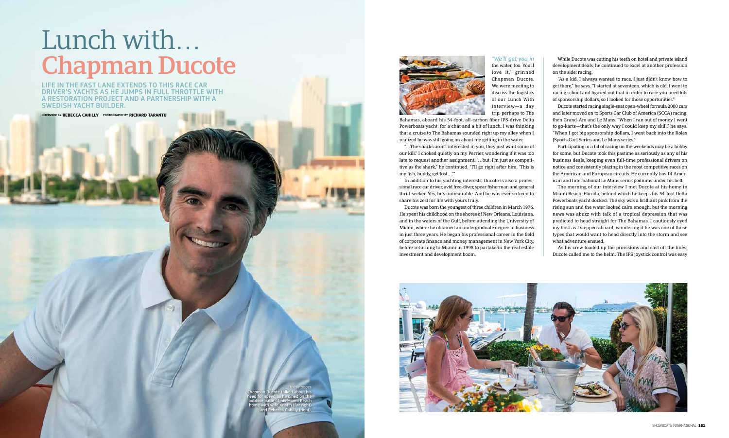# Lunch with… Chapman Ducote

LIFE IN THE FAST LANE EXTENDS TO THIS RACE CAR DRIVER'S YACHTS AS HE JUMPS IN FULL THROTTLE WITH A RESTORATION PROJECT AND A PARTNERSHIP WITH A SWEDISH YACHT BUILDER.

INTERVIEW BY **REBECCA CAHILLY** PHOTOGRAPHY BY **RICHARD TARANTO**

*these pages*
Chapman Ducote talked about his need for speed as he dined on the outdoor patio of his Miami Beach home with wife Kristin (far right) and Rebecca Cahilly (right).

*"We'll get you in* the water, too. You'll love it," grinned Chapman Ducote. We were meeting to discuss the logistics of our Lunch With interview—a day trip, perhaps to The Bahamas, aboard his 54-foot, all-carbon fiber IPS-drive Delta Powerboats yacht, for a chat and a bit of lunch. I was thinking that a cruise to The Bahamas sounded right up my alley when I realized he was still going on about me getting in the water.

"…The sharks aren't interested in you, they just want some of our kill." I choked quietly on my Perrier, wondering if it was too late to request another assignment. "…but, I'm just as competitive as the shark," he continued. "I'll go right after him. 'This is my fish, buddy, get lost….'"

In addition to his yachting interests, Ducote is also a professional race car driver, avid free-diver, spear fisherman and general thrill-seeker. Yes, he's uninsurable. And he was ever so keen to share his zest for life with yours truly.

Ducote was born the youngest of three children in March 1976. He spent his childhood on the shores of New Orleans, Louisiana, and in the waters of the Gulf, before attending the University of Miami, where he obtained an undergraduate degree in business in just three years. He began his professional career in the field of corporate finance and money management in New York City, before returning to Miami in 1998 to partake in the real estate investment and development boom.

While Ducote was cutting his teeth on hotel and private island development deals, he continued to excel at another profession on the side: racing.

"As a kid, I always wanted to race, I just didn't know how to get there," he says. "I started at seventeen, which is old. I went to racing school and figured out that in order to race you need lots of sponsorship dollars, so I looked for those opportunities."

Ducote started racing single-seat open-wheel formula 2000 cars and later moved on to Sports Car Club of America (SCCA) racing, then Grand-Am and Le Mans. "When I ran out of money I went to go-karts—that's the only way I could keep my skill," he says. "When I got big sponsorship dollars, I went back into the Rolex [Sports Car] Series and Le Mans series."

Participating in a bit of racing on the weekends may be a hobby for some, but Ducote took this pastime as seriously as any of his business deals, keeping even full-time professional drivers on notice and consistently placing in the most competitive races on the American and European circuits. He currently has 14 American and International Le Mans series podiums under his belt.

The morning of our interview I met Ducote at his home in Miami Beach, Florida, behind which he keeps his 54-foot Delta Powerboats yacht docked. The sky was a brilliant pink from the rising sun and the water looked calm enough, but the morning news was abuzz with talk of a tropical depression that was predicted to head straight for The Bahamas. I cautiously eyed my host as I stepped aboard, wondering if he was one of those types that would want to head directly into the storm and see what adventure ensued.

As his crew loaded up the provisions and cast off the lines, Ducote called me to the helm. The IPS joystick control was easy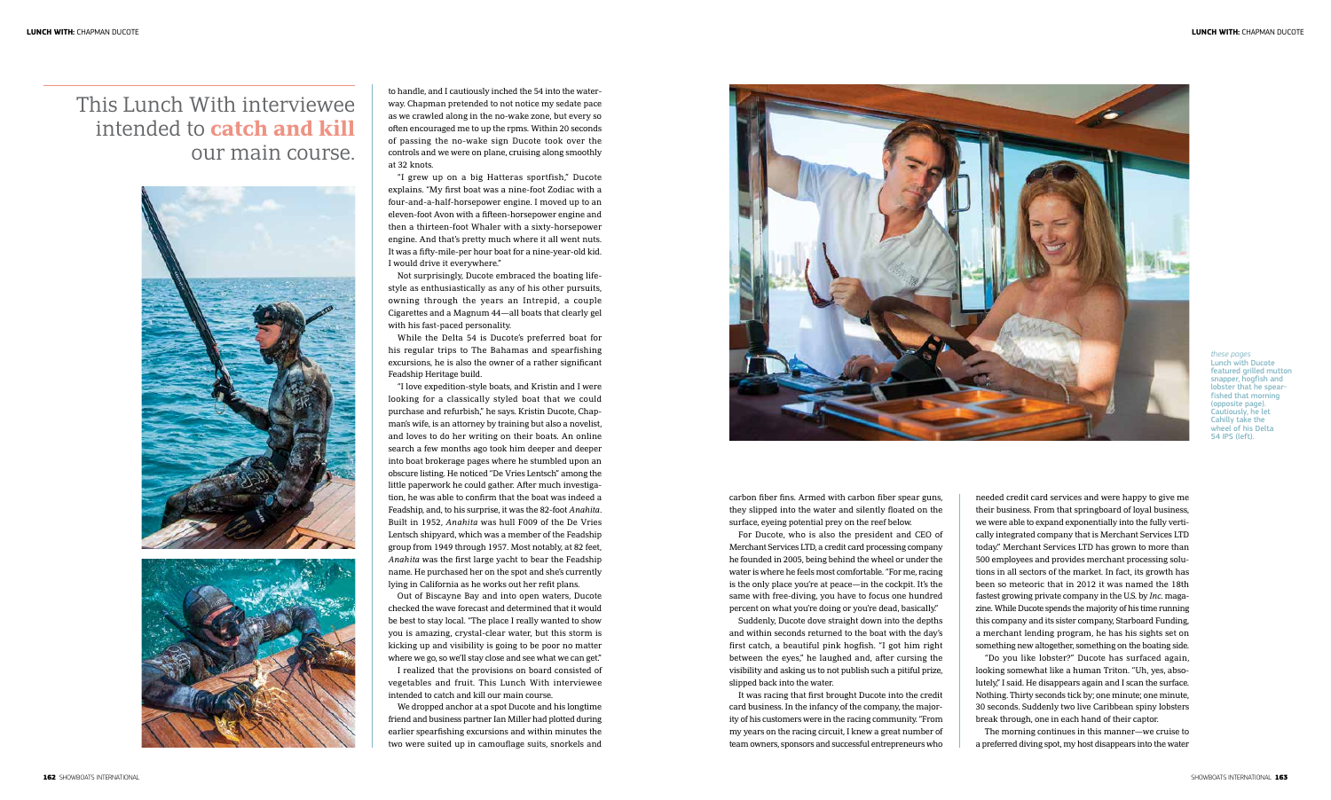This Lunch With interviewee intended to **catch and kill** our main course.

to handle, and I cautiously inched the 54 into the waterway. Chapman pretended to not notice my sedate pace as we crawled along in the no-wake zone, but every so often encouraged me to up the rpms. Within 20 seconds of passing the no-wake sign Ducote took over the controls and we were on plane, cruising along smoothly at 32 knots.

"I grew up on a big Hatteras sportfish," Ducote explains. "My first boat was a nine-foot Zodiac with a four-and-a-half-horsepower engine. I moved up to an eleven-foot Avon with a fifteen-horsepower engine and then a thirteen-foot Whaler with a sixty-horsepower engine. And that's pretty much where it all went nuts. It was a fifty-mile-per hour boat for a nine-year-old kid. I would drive it everywhere."

Not surprisingly, Ducote embraced the boating lifestyle as enthusiastically as any of his other pursuits, owning through the years an Intrepid, a couple Cigarettes and a Magnum 44—all boats that clearly gel with his fast-paced personality.

While the Delta 54 is Ducote's preferred boat for his regular trips to The Bahamas and spearfishing excursions, he is also the owner of a rather significant Feadship Heritage build.

"I love expedition-style boats, and Kristin and I were looking for a classically styled boat that we could purchase and refurbish," he says. Kristin Ducote, Chapman's wife, is an attorney by training but also a novelist, and loves to do her writing on their boats. An online search a few months ago took him deeper and deeper into boat brokerage pages where he stumbled upon an obscure listing. He noticed "De Vries Lentsch" among the little paperwork he could gather. After much investigation, he was able to confirm that the boat was indeed a Feadship, and, to his surprise, it was the 82-foot *Anahita*. Built in 1952, *Anahita* was hull F009 of the De Vries Lentsch shipyard, which was a member of the Feadship group from 1949 through 1957. Most notably, at 82 feet, *Anahita* was the first large yacht to bear the Feadship name. He purchased her on the spot and she's currently lying in California as he works out her refit plans.

Out of Biscayne Bay and into open waters, Ducote checked the wave forecast and determined that it would be best to stay local. "The place I really wanted to show you is amazing, crystal-clear water, but this storm is kicking up and visibility is going to be poor no matter where we go, so we'll stay close and see what we can get."

I realized that the provisions on board consisted of vegetables and fruit. This Lunch With interviewee intended to catch and kill our main course.

We dropped anchor at a spot Ducote and his longtime friend and business partner Ian Miller had plotted during earlier spearfishing excursions and within minutes the two were suited up in camouflage suits, snorkels and carbon fiber fins. Armed with carbon fiber spear guns, they slipped into the water and silently floated on the surface, eyeing potential prey on the reef below.

For Ducote, who is also the president and CEO of Merchant Services LTD, a credit card processing company he founded in 2005, being behind the wheel or under the water is where he feels most comfortable. "For me, racing is the only place you're at peace—in the cockpit. It's the same with free-diving, you have to focus one hundred percent on what you're doing or you're dead, basically."

Suddenly, Ducote dove straight down into the depths and within seconds returned to the boat with the day's first catch, a beautiful pink hogfish. "I got him right between the eyes," he laughed and, after cursing the visibility and asking us to not publish such a pitiful prize, slipped back into the water.

It was racing that first brought Ducote into the credit card business. In the infancy of the company, the majority of his customers were in the racing community. "From my years on the racing circuit, I knew a great number of team owners, sponsors and successful entrepreneurs who needed credit card services and were happy to give me their business. From that springboard of loyal business, we were able to expand exponentially into the fully vertically integrated company that is Merchant Services LTD today." Merchant Services LTD has grown to more than 500 employees and provides merchant processing solutions in all sectors of the market. In fact, its growth has been so meteoric that in 2012 it was named the 18th fastest growing private company in the U.S. by *Inc.* magazine. While Ducote spends the majority of his time running this company and its sister company, Starboard Funding, a merchant lending program, he has his sights set on something new altogether, something on the boating side.

"Do you like lobster?" Ducote has surfaced again, looking somewhat like a human Triton. "Uh, yes, absolutely," I said. He disappears again and I scan the surface. Nothing. Thirty seconds tick by; one minute; one minute, 30 seconds. Suddenly two live Caribbean spiny lobsters break through, one in each hand of their captor.

The morning continues in this manner—we cruise to a preferred diving spot, my host disappears into the water

*these pages*
Lunch with Ducote featured grilled mutton snapper, hogfish and lobster that he spear-fished that morning (opposite page). Cautiously, he let Cahilly take the wheel of his Delta 54 IPS (left).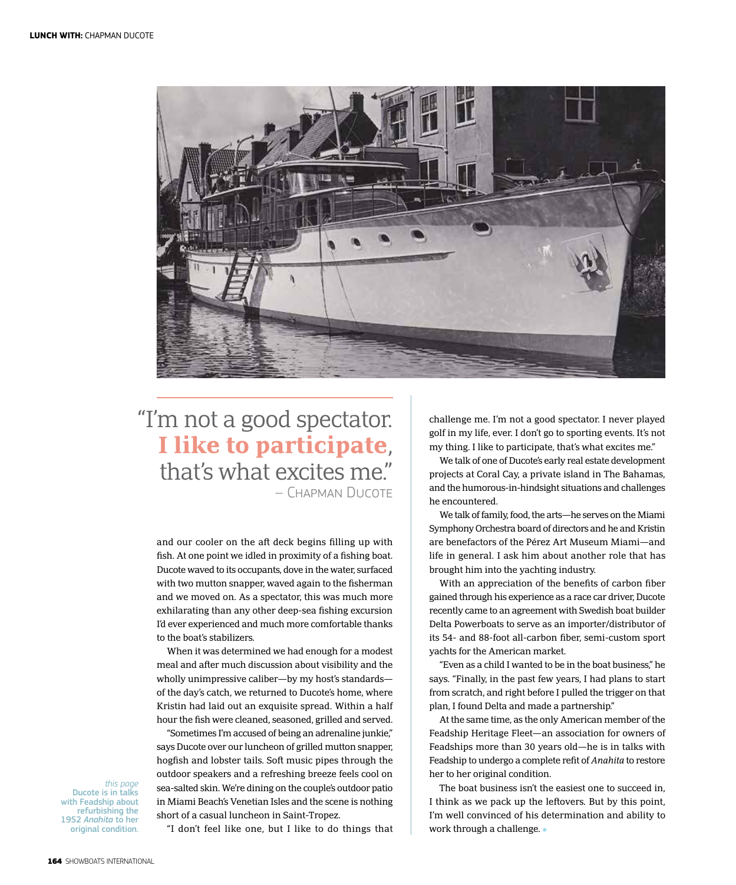> "I'm not a good spectator. **I like to participate**, that's what excites me."
> — Chapman Ducote

and our cooler on the aft deck begins filling up with fish. At one point we idled in proximity of a fishing boat. Ducote waved to its occupants, dove in the water, surfaced with two mutton snapper, waved again to the fisherman and we moved on. As a spectator, this was much more exhilarating than any other deep-sea fishing excursion I'd ever experienced and much more comfortable thanks to the boat's stabilizers.

When it was determined we had enough for a modest meal and after much discussion about visibility and the wholly unimpressive caliber—by my host's standards—of the day's catch, we returned to Ducote's home, where Kristin had laid out an exquisite spread. Within a half hour the fish were cleaned, seasoned, grilled and served.

"Sometimes I'm accused of being an adrenaline junkie," says Ducote over our luncheon of grilled mutton snapper, hogfish and lobster tails. Soft music pipes through the outdoor speakers and a refreshing breeze feels cool on sea-salted skin. We're dining on the couple's outdoor patio in Miami Beach's Venetian Isles and the scene is nothing short of a casual luncheon in Saint-Tropez.

"I don't feel like one, but I like to do things that challenge me. I'm not a good spectator. I never played golf in my life, ever. I don't go to sporting events. It's not my thing. I like to participate, that's what excites me."

We talk of one of Ducote's early real estate development projects at Coral Cay, a private island in The Bahamas, and the humorous-in-hindsight situations and challenges he encountered.

We talk of family, food, the arts—he serves on the Miami Symphony Orchestra board of directors and he and Kristin are benefactors of the Pérez Art Museum Miami—and life in general. I ask him about another role that has brought him into the yachting industry.

With an appreciation of the benefits of carbon fiber gained through his experience as a race car driver, Ducote recently came to an agreement with Swedish boat builder Delta Powerboats to serve as an importer/distributor of its 54- and 88-foot all-carbon fiber, semi-custom sport yachts for the American market.

"Even as a child I wanted to be in the boat business," he says. "Finally, in the past few years, I had plans to start from scratch, and right before I pulled the trigger on that plan, I found Delta and made a partnership."

At the same time, as the only American member of the Feadship Heritage Fleet—an association for owners of Feadships more than 30 years old—he is in talks with Feadship to undergo a complete refit of *Anahita* to restore her to her original condition.

The boat business isn't the easiest one to succeed in, I think as we pack up the leftovers. But by this point, I'm well convinced of his determination and ability to work through a challenge.

*this page*
Ducote is in talks with Feadship about refurbishing the 1952 *Anahita* to her original condition.